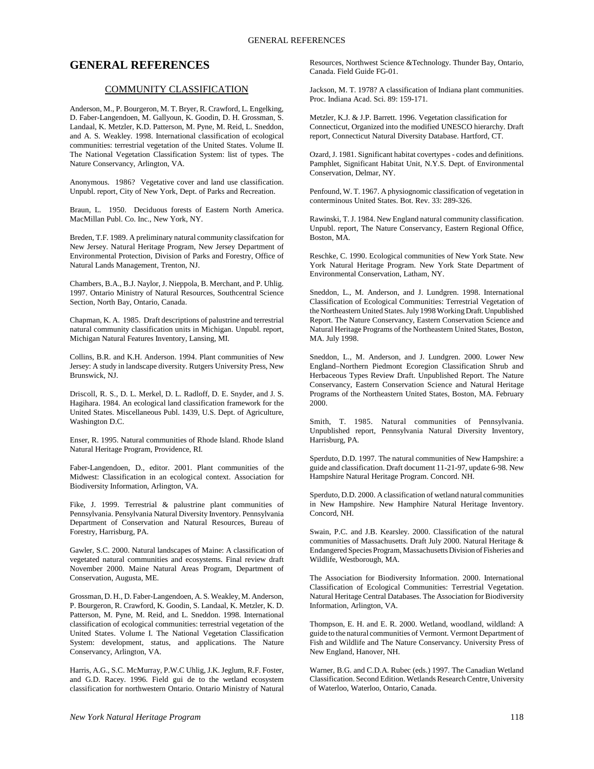# GENERAL REFERENCES

## COMMUNITY CLASSIFICATION

Anderson, M., P. Bourgeron, M. T. Bryer, R. Crawford, L. Engelking, D. Faber-Langendoen, M. Gallyoun, K. Goodin, D. H. Grossman, S. Landaal, K. Metzler, K.D. Patterson, M. Pyne, M. Reid, L. Sneddon, and A. S. Weakley. 1998. International classification of ecological communities: terrestrial vegetation of the United States. Volume II. The National Vegetation Classification System: list of types. The Nature Conservancy, Arlington, VA.

Anonymous. 1986? Vegetative cover and land use classification. Unpubl. report, City of New York, Dept. of Parks and Recreation.

Braun, L. 1950. Deciduous forests of Eastern North America. MacMillan Publ. Co. Inc., New York, NY.

Breden, T.F. 1989. A preliminary natural community classifcation for New Jersey. Natural Heritage Program, New Jersey Department of Environmental Protection, Division of Parks and Forestry, Office of Natural Lands Management, Trenton, NJ.

Chambers, B.A., B.J. Naylor, J. Nieppola, B. Merchant, and P. Uhlig. 1997. Ontario Ministry of Natural Resources, Southcentral Science Section, North Bay, Ontario, Canada.

Chapman, K. A. 1985. Draft descriptions of palustrine and terrestrial natural community classification units in Michigan. Unpubl. report, Michigan Natural Features Inventory, Lansing, MI.

Collins, B.R. and K.H. Anderson. 1994. Plant communities of New Jersey: A study in landscape diversity. Rutgers University Press, New Brunswick, NJ.

Driscoll, R. S., D. L. Merkel, D. L. Radloff, D. E. Snyder, and J. S. Hagihara. 1984. An ecological land classification framework for the United States. Miscellaneous Publ. 1439, U.S. Dept. of Agriculture, Washington D.C.

Enser, R. 1995. Natural communities of Rhode Island. Rhode Island Natural Heritage Program, Providence, RI.

Faber-Langendoen, D., editor. 2001. Plant communities of the Midwest: Classification in an ecological context. Association for Biodiversity Information, Arlington, VA.

Fike, J. 1999. Terrestrial & palustrine plant communities of Pennsylvania. Pensylvania Natural Diversity Inventory. Pennsylvania Department of Conservation and Natural Resources, Bureau of Forestry, Harrisburg, PA.

Gawler, S.C. 2000. Natural landscapes of Maine: A classification of vegetated natural communities and ecosystems. Final review draft November 2000. Maine Natural Areas Program, Department of Conservation, Augusta, ME.

Grossman, D. H., D. Faber-Langendoen, A. S. Weakley, M. Anderson, P. Bourgeron, R. Crawford, K. Goodin, S. Landaal, K. Metzler, K. D. Patterson, M. Pyne, M. Reid, and L. Sneddon. 1998. International classification of ecological communities: terrestrial vegetation of the United States. Volume I. The National Vegetation Classification System: development, status, and applications. The Nature Conservancy, Arlington, VA.

Harris, A.G., S.C. McMurray, P.W.C Uhlig, J.K. Jeglum, R.F. Foster, and G.D. Racey. 1996. Field gui de to the wetland ecosystem classification for northwestern Ontario. Ontario Ministry of Natural Resources, Northwest Science &Technology. Thunder Bay, Ontario, Canada. Field Guide FG-01.

Jackson, M. T. 1978? A classification of Indiana plant communities. Proc. Indiana Acad. Sci. 89: 159-171.

Metzler, K.J. & J.P. Barrett. 1996. Vegetation classification for Connecticut, Organized into the modified UNESCO hierarchy. Draft report, Connecticut Natural Diversity Database. Hartford, CT.

Ozard, J. 1981. Significant habitat covertypes - codes and definitions. Pamphlet, Significant Habitat Unit, N.Y.S. Dept. of Environmental Conservation, Delmar, NY.

Penfound, W. T. 1967. A physiognomic classification of vegetation in conterminous United States. Bot. Rev. 33: 289-326.

Rawinski, T. J. 1984. New England natural community classification. Unpubl. report, The Nature Conservancy, Eastern Regional Office, Boston, MA.

Reschke, C. 1990. Ecological communities of New York State. New York Natural Heritage Program, New York State Department of Environmental Conservation, Latham, NY.

Sneddon, L., M. Anderson, and J. Lundgren. 1998. International Classification of Ecological Communities: Terrestrial Vegetation of the Northeastern United States. July 1998 Working Draft. Unpublished Report. The Nature Conservancy, Eastern Conservation Science and Natural Heritage Programs of the Northeastern United States, Boston, MA. July 1998.

Sneddon, L., M. Anderson, and J. Lundgren. 2000. Lower New England–Northern Piedmont Ecoregion Classification Shrub and Herbaceous Types Review Draft. Unpublished Report. The Nature Conservancy, Eastern Conservation Science and Natural Heritage Programs of the Northeastern United States, Boston, MA. February 2000.

Smith, T. 1985. Natural communities of Pennsylvania. Unpublished report, Pennsylvania Natural Diversity Inventory, Harrisburg, PA.

Sperduto, D.D. 1997. The natural communities of New Hampshire: a guide and classification. Draft document 11-21-97, update 6-98. New Hampshire Natural Heritage Program. Concord. NH.

Sperduto, D.D. 2000. A classification of wetland natural communities in New Hampshire. New Hamphire Natural Heritage Inventory. Concord, NH.

Swain, P.C. and J.B. Kearsley. 2000. Classification of the natural communities of Massachusetts. Draft July 2000. Natural Heritage & Endangered Species Program, Massachusetts Division of Fisheries and Wildlife, Westborough, MA.

The Association for Biodiversity Information. 2000. International Classification of Ecological Communities: Terrestrial Vegetation. Natural Heritage Central Databases. The Association for Biodiversity Information, Arlington, VA.

Thompson, E. H. and E. R. 2000. Wetland, woodland, wildland: A guide to the natural communities of Vermont. Vermont Department of Fish and Wildlife and The Nature Conservancy. University Press of New England, Hanover, NH.

Warner, B.G. and C.D.A. Rubec (eds.) 1997. The Canadian Wetland Classification. Second Edition. Wetlands Research Centre, University of Waterloo, Waterloo, Ontario, Canada.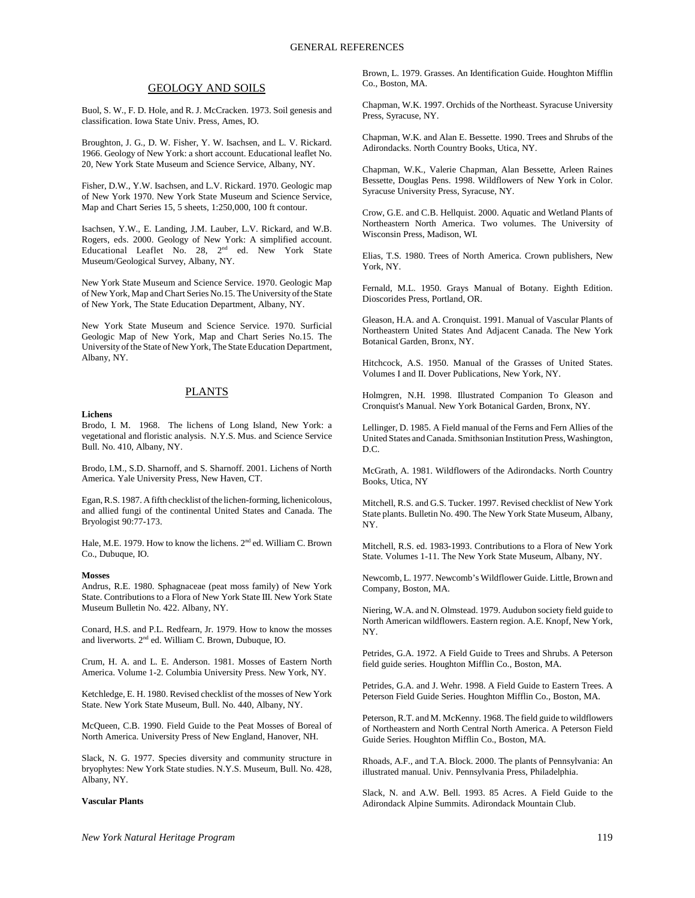# GENERAL REFERENCES

## GEOLOGY AND SOILS

Buol, S. W., F. D. Hole, and R. J. McCracken. 1973. Soil genesis and classification. Iowa State Univ. Press, Ames, IO.

Broughton, J. G., D. W. Fisher, Y. W. Isachsen, and L. V. Rickard. 1966. Geology of New York: a short account. Educational leaflet No. 20, New York State Museum and Science Service, Albany, NY.

Fisher, D.W., Y.W. Isachsen, and L.V. Rickard. 1970. Geologic map of New York 1970. New York State Museum and Science Service, Map and Chart Series 15, 5 sheets, 1:250,000, 100 ft contour.

Isachsen, Y.W., E. Landing, J.M. Lauber, L.V. Rickard, and W.B. Rogers, eds. 2000. Geology of New York: A simplified account. Educational Leaflet No. 28, 2nd ed. New York State Museum/Geological Survey, Albany, NY.

New York State Museum and Science Service. 1970. Geologic Map of New York, Map and Chart Series No.15. The University of the State of New York, The State Education Department, Albany, NY.

New York State Museum and Science Service. 1970. Surficial Geologic Map of New York, Map and Chart Series No.15. The University of the State of New York, The State Education Department, Albany, NY.

## PLANTS

**Lichens**

Brodo, I. M. 1968. The lichens of Long Island, New York: a vegetational and floristic analysis. N.Y.S. Mus. and Science Service Bull. No. 410, Albany, NY.

Brodo, I.M., S.D. Sharnoff, and S. Sharnoff. 2001. Lichens of North America. Yale University Press, New Haven, CT.

Egan, R.S. 1987. A fifth checklist of the lichen-forming, lichenicolous, and allied fungi of the continental United States and Canada. The Bryologist 90:77-173.

Hale, M.E. 1979. How to know the lichens. 2nd ed. William C. Brown Co., Dubuque, IO.

**Mosses**

Andrus, R.E. 1980. Sphagnaceae (peat moss family) of New York State. Contributions to a Flora of New York State III. New York State Museum Bulletin No. 422. Albany, NY.

Conard, H.S. and P.L. Redfearn, Jr. 1979. How to know the mosses and liverworts. 2nd ed. William C. Brown, Dubuque, IO.

Crum, H. A. and L. E. Anderson. 1981. Mosses of Eastern North America. Volume 1-2. Columbia University Press. New York, NY.

Ketchledge, E. H. 1980. Revised checklist of the mosses of New York State. New York State Museum, Bull. No. 440, Albany, NY.

McQueen, C.B. 1990. Field Guide to the Peat Mosses of Boreal of North America. University Press of New England, Hanover, NH.

Slack, N. G. 1977. Species diversity and community structure in bryophytes: New York State studies. N.Y.S. Museum, Bull. No. 428, Albany, NY.

**Vascular Plants**

Brown, L. 1979. Grasses. An Identification Guide. Houghton Mifflin Co., Boston, MA.

Chapman, W.K. 1997. Orchids of the Northeast. Syracuse University Press, Syracuse, NY.

Chapman, W.K. and Alan E. Bessette. 1990. Trees and Shrubs of the Adirondacks. North Country Books, Utica, NY.

Chapman, W.K., Valerie Chapman, Alan Bessette, Arleen Raines Bessette, Douglas Pens. 1998. Wildflowers of New York in Color. Syracuse University Press, Syracuse, NY.

Crow, G.E. and C.B. Hellquist. 2000. Aquatic and Wetland Plants of Northeastern North America. Two volumes. The University of Wisconsin Press, Madison, WI.

Elias, T.S. 1980. Trees of North America. Crown publishers, New York, NY.

Fernald, M.L. 1950. Grays Manual of Botany. Eighth Edition. Dioscorides Press, Portland, OR.

Gleason, H.A. and A. Cronquist. 1991. Manual of Vascular Plants of Northeastern United States And Adjacent Canada. The New York Botanical Garden, Bronx, NY.

Hitchcock, A.S. 1950. Manual of the Grasses of United States. Volumes I and II. Dover Publications, New York, NY.

Holmgren, N.H. 1998. Illustrated Companion To Gleason and Cronquist's Manual. New York Botanical Garden, Bronx, NY.

Lellinger, D. 1985. A Field manual of the Ferns and Fern Allies of the United States and Canada. Smithsonian Institution Press, Washington, D.C.

McGrath, A. 1981. Wildflowers of the Adirondacks. North Country Books, Utica, NY

Mitchell, R.S. and G.S. Tucker. 1997. Revised checklist of New York State plants. Bulletin No. 490. The New York State Museum, Albany, NY.

Mitchell, R.S. ed. 1983-1993. Contributions to a Flora of New York State. Volumes 1-11. The New York State Museum, Albany, NY.

Newcomb, L. 1977. Newcomb's Wildflower Guide. Little, Brown and Company, Boston, MA.

Niering, W.A. and N. Olmstead. 1979. Audubon society field guide to North American wildflowers. Eastern region. A.E. Knopf, New York, NY.

Petrides, G.A. 1972. A Field Guide to Trees and Shrubs. A Peterson field guide series. Houghton Mifflin Co., Boston, MA.

Petrides, G.A. and J. Wehr. 1998. A Field Guide to Eastern Trees. A Peterson Field Guide Series. Houghton Mifflin Co., Boston, MA.

Peterson, R.T. and M. McKenny. 1968. The field guide to wildflowers of Northeastern and North Central North America. A Peterson Field Guide Series. Houghton Mifflin Co., Boston, MA.

Rhoads, A.F., and T.A. Block. 2000. The plants of Pennsylvania: An illustrated manual. Univ. Pennsylvania Press, Philadelphia.

Slack, N. and A.W. Bell. 1993. 85 Acres. A Field Guide to the Adirondack Alpine Summits. Adirondack Mountain Club.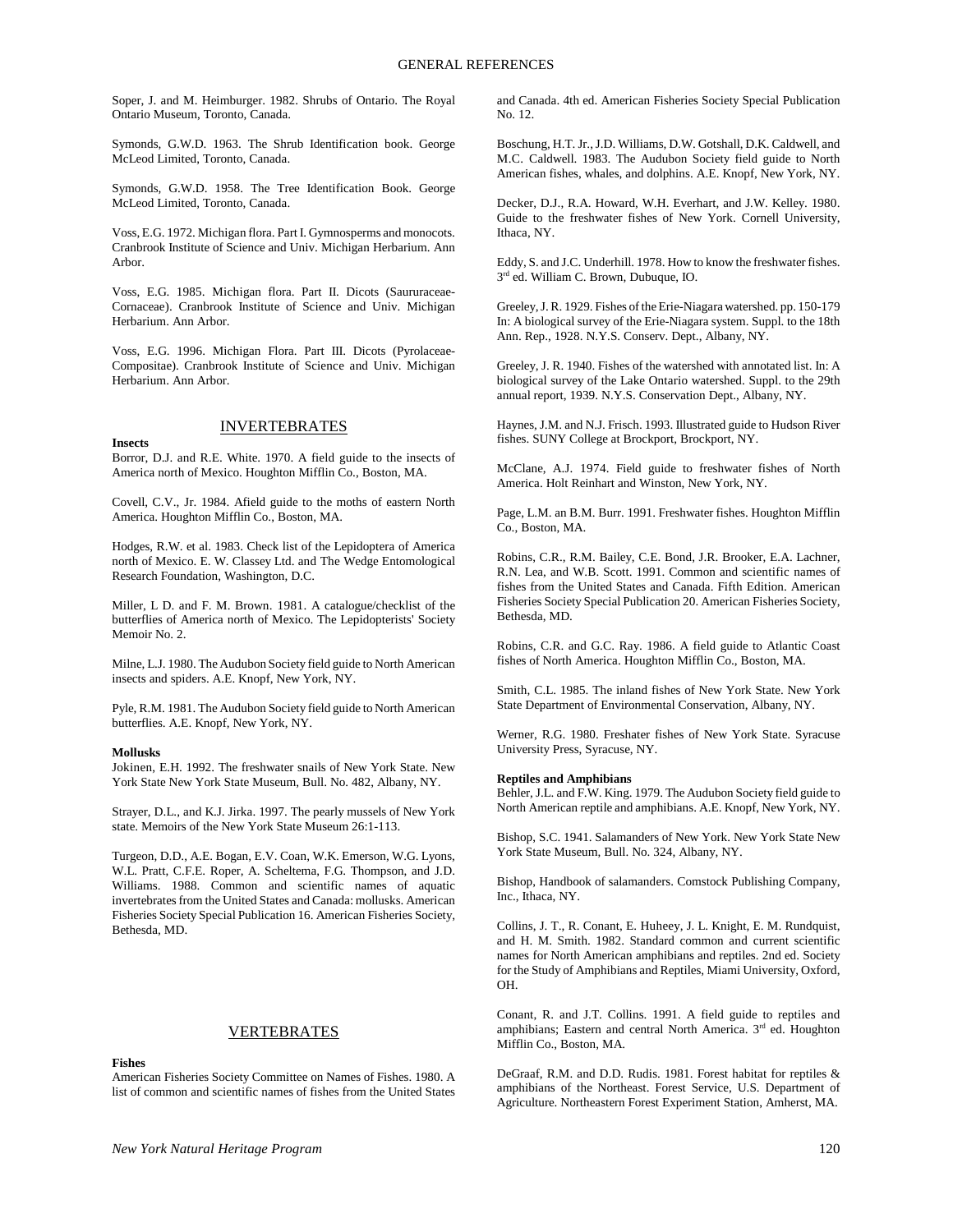Soper, J. and M. Heimburger. 1982. Shrubs of Ontario. The Royal Ontario Museum, Toronto, Canada.

Symonds, G.W.D. 1963. The Shrub Identification book. George McLeod Limited, Toronto, Canada.

Symonds, G.W.D. 1958. The Tree Identification Book. George McLeod Limited, Toronto, Canada.

Voss, E.G. 1972. Michigan flora. Part I. Gymnosperms and monocots. Cranbrook Institute of Science and Univ. Michigan Herbarium. Ann Arbor.

Voss, E.G. 1985. Michigan flora. Part II. Dicots (Saururaceae-Cornaceae). Cranbrook Institute of Science and Univ. Michigan Herbarium. Ann Arbor.

Voss, E.G. 1996. Michigan Flora. Part III. Dicots (Pyrolaceae-Compositae). Cranbrook Institute of Science and Univ. Michigan Herbarium. Ann Arbor.

## INVERTEBRATES

**Insects**

Borror, D.J. and R.E. White. 1970. A field guide to the insects of America north of Mexico. Houghton Mifflin Co., Boston, MA.

Covell, C.V., Jr. 1984. Afield guide to the moths of eastern North America. Houghton Mifflin Co., Boston, MA.

Hodges, R.W. et al. 1983. Check list of the Lepidoptera of America north of Mexico. E. W. Classey Ltd. and The Wedge Entomological Research Foundation, Washington, D.C.

Miller, L D. and F. M. Brown. 1981. A catalogue/checklist of the butterflies of America north of Mexico. The Lepidopterists' Society Memoir No. 2.

Milne, L.J. 1980. The Audubon Society field guide to North American insects and spiders. A.E. Knopf, New York, NY.

Pyle, R.M. 1981. The Audubon Society field guide to North American butterflies. A.E. Knopf, New York, NY.

**Mollusks**

Jokinen, E.H. 1992. The freshwater snails of New York State. New York State New York State Museum, Bull. No. 482, Albany, NY.

Strayer, D.L., and K.J. Jirka. 1997. The pearly mussels of New York state. Memoirs of the New York State Museum 26:1-113.

Turgeon, D.D., A.E. Bogan, E.V. Coan, W.K. Emerson, W.G. Lyons, W.L. Pratt, C.F.E. Roper, A. Scheltema, F.G. Thompson, and J.D. Williams. 1988. Common and scientific names of aquatic invertebrates from the United States and Canada: mollusks. American Fisheries Society Special Publication 16. American Fisheries Society, Bethesda, MD.

## VERTEBRATES

**Fishes**

American Fisheries Society Committee on Names of Fishes. 1980. A list of common and scientific names of fishes from the United States and Canada. 4th ed. American Fisheries Society Special Publication No. 12.

Boschung, H.T. Jr., J.D. Williams, D.W. Gotshall, D.K. Caldwell, and M.C. Caldwell. 1983. The Audubon Society field guide to North American fishes, whales, and dolphins. A.E. Knopf, New York, NY.

Decker, D.J., R.A. Howard, W.H. Everhart, and J.W. Kelley. 1980. Guide to the freshwater fishes of New York. Cornell University, Ithaca, NY.

Eddy, S. and J.C. Underhill. 1978. How to know the freshwater fishes. 3rd ed. William C. Brown, Dubuque, IO.

Greeley, J. R. 1929. Fishes of the Erie-Niagara watershed. pp. 150-179 In: A biological survey of the Erie-Niagara system. Suppl. to the 18th Ann. Rep., 1928. N.Y.S. Conserv. Dept., Albany, NY.

Greeley, J. R. 1940. Fishes of the watershed with annotated list. In: A biological survey of the Lake Ontario watershed. Suppl. to the 29th annual report, 1939. N.Y.S. Conservation Dept., Albany, NY.

Haynes, J.M. and N.J. Frisch. 1993. Illustrated guide to Hudson River fishes. SUNY College at Brockport, Brockport, NY.

McClane, A.J. 1974. Field guide to freshwater fishes of North America. Holt Reinhart and Winston, New York, NY.

Page, L.M. an B.M. Burr. 1991. Freshwater fishes. Houghton Mifflin Co., Boston, MA.

Robins, C.R., R.M. Bailey, C.E. Bond, J.R. Brooker, E.A. Lachner, R.N. Lea, and W.B. Scott. 1991. Common and scientific names of fishes from the United States and Canada. Fifth Edition. American Fisheries Society Special Publication 20. American Fisheries Society, Bethesda, MD.

Robins, C.R. and G.C. Ray. 1986. A field guide to Atlantic Coast fishes of North America. Houghton Mifflin Co., Boston, MA.

Smith, C.L. 1985. The inland fishes of New York State. New York State Department of Environmental Conservation, Albany, NY.

Werner, R.G. 1980. Freshater fishes of New York State. Syracuse University Press, Syracuse, NY.

**Reptiles and Amphibians**

Behler, J.L. and F.W. King. 1979. The Audubon Society field guide to North American reptile and amphibians. A.E. Knopf, New York, NY.

Bishop, S.C. 1941. Salamanders of New York. New York State New York State Museum, Bull. No. 324, Albany, NY.

Bishop, Handbook of salamanders. Comstock Publishing Company, Inc., Ithaca, NY.

Collins, J. T., R. Conant, E. Huheey, J. L. Knight, E. M. Rundquist, and H. M. Smith. 1982. Standard common and current scientific names for North American amphibians and reptiles. 2nd ed. Society for the Study of Amphibians and Reptiles, Miami University, Oxford, OH.

Conant, R. and J.T. Collins. 1991. A field guide to reptiles and amphibians; Eastern and central North America. 3rd ed. Houghton Mifflin Co., Boston, MA.

DeGraaf, R.M. and D.D. Rudis. 1981. Forest habitat for reptiles & amphibians of the Northeast. Forest Service, U.S. Department of Agriculture. Northeastern Forest Experiment Station, Amherst, MA.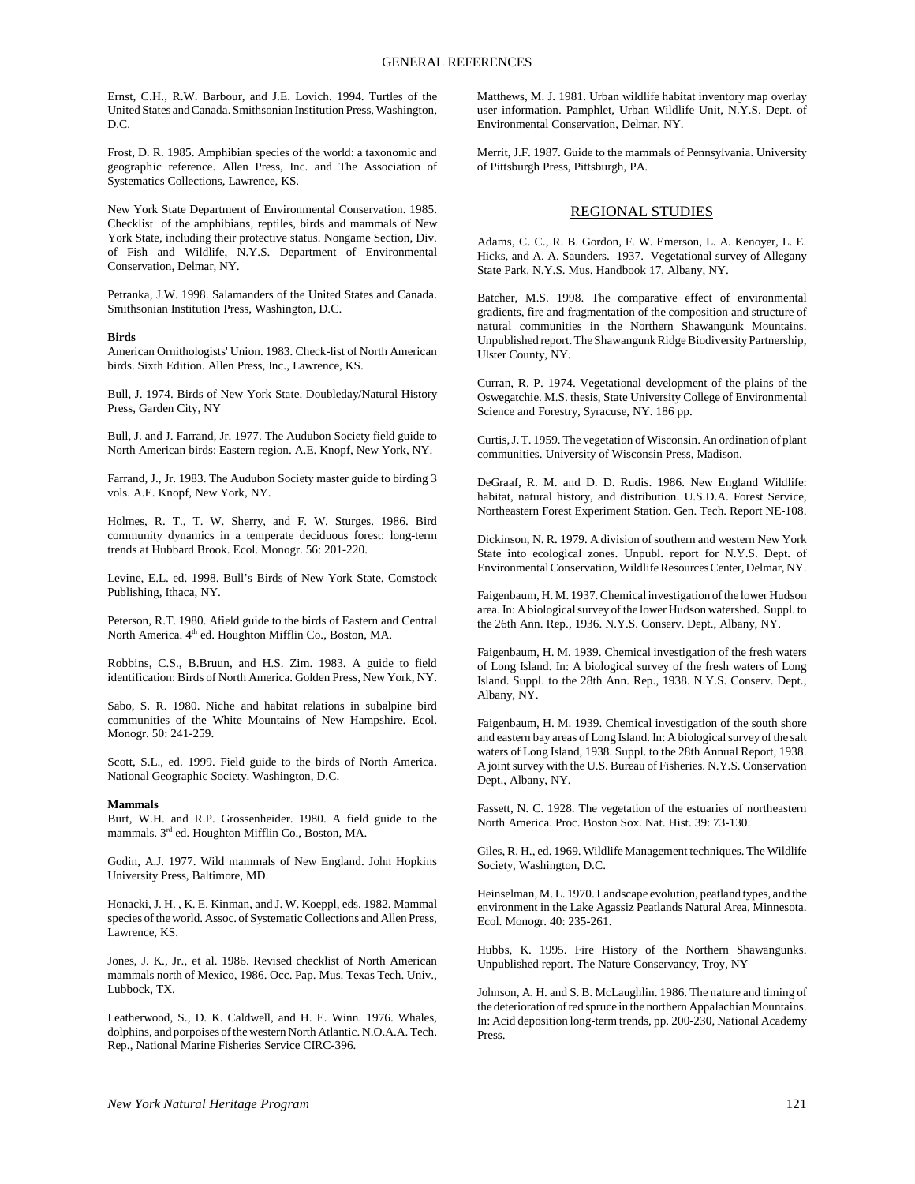Ernst, C.H., R.W. Barbour, and J.E. Lovich. 1994. Turtles of the United States and Canada. Smithsonian Institution Press, Washington, D.C.

Frost, D. R. 1985. Amphibian species of the world: a taxonomic and geographic reference. Allen Press, Inc. and The Association of Systematics Collections, Lawrence, KS.

New York State Department of Environmental Conservation. 1985. Checklist of the amphibians, reptiles, birds and mammals of New York State, including their protective status. Nongame Section, Div. of Fish and Wildlife, N.Y.S. Department of Environmental Conservation, Delmar, NY.

Petranka, J.W. 1998. Salamanders of the United States and Canada. Smithsonian Institution Press, Washington, D.C.

**Birds**

American Ornithologists' Union. 1983. Check-list of North American birds. Sixth Edition. Allen Press, Inc., Lawrence, KS.

Bull, J. 1974. Birds of New York State. Doubleday/Natural History Press, Garden City, NY

Bull, J. and J. Farrand, Jr. 1977. The Audubon Society field guide to North American birds: Eastern region. A.E. Knopf, New York, NY.

Farrand, J., Jr. 1983. The Audubon Society master guide to birding 3 vols. A.E. Knopf, New York, NY.

Holmes, R. T., T. W. Sherry, and F. W. Sturges. 1986. Bird community dynamics in a temperate deciduous forest: long-term trends at Hubbard Brook. Ecol. Monogr. 56: 201-220.

Levine, E.L. ed. 1998. Bull's Birds of New York State. Comstock Publishing, Ithaca, NY.

Peterson, R.T. 1980. Afield guide to the birds of Eastern and Central North America. 4th ed. Houghton Mifflin Co., Boston, MA.

Robbins, C.S., B.Bruun, and H.S. Zim. 1983. A guide to field identification: Birds of North America. Golden Press, New York, NY.

Sabo, S. R. 1980. Niche and habitat relations in subalpine bird communities of the White Mountains of New Hampshire. Ecol. Monogr. 50: 241-259.

Scott, S.L., ed. 1999. Field guide to the birds of North America. National Geographic Society. Washington, D.C.

**Mammals**

Burt, W.H. and R.P. Grossenheider. 1980. A field guide to the mammals. 3rd ed. Houghton Mifflin Co., Boston, MA.

Godin, A.J. 1977. Wild mammals of New England. John Hopkins University Press, Baltimore, MD.

Honacki, J. H. , K. E. Kinman, and J. W. Koeppl, eds. 1982. Mammal species of the world. Assoc. of Systematic Collections and Allen Press, Lawrence, KS.

Jones, J. K., Jr., et al. 1986. Revised checklist of North American mammals north of Mexico, 1986. Occ. Pap. Mus. Texas Tech. Univ., Lubbock, TX.

Leatherwood, S., D. K. Caldwell, and H. E. Winn. 1976. Whales, dolphins, and porpoises of the western North Atlantic. N.O.A.A. Tech. Rep., National Marine Fisheries Service CIRC-396.

Matthews, M. J. 1981. Urban wildlife habitat inventory map overlay user information. Pamphlet, Urban Wildlife Unit, N.Y.S. Dept. of Environmental Conservation, Delmar, NY.

Merrit, J.F. 1987. Guide to the mammals of Pennsylvania. University of Pittsburgh Press, Pittsburgh, PA.

## REGIONAL STUDIES

Adams, C. C., R. B. Gordon, F. W. Emerson, L. A. Kenoyer, L. E. Hicks, and A. A. Saunders. 1937. Vegetational survey of Allegany State Park. N.Y.S. Mus. Handbook 17, Albany, NY.

Batcher, M.S. 1998. The comparative effect of environmental gradients, fire and fragmentation of the composition and structure of natural communities in the Northern Shawangunk Mountains. Unpublished report. The Shawangunk Ridge Biodiversity Partnership, Ulster County, NY.

Curran, R. P. 1974. Vegetational development of the plains of the Oswegatchie. M.S. thesis, State University College of Environmental Science and Forestry, Syracuse, NY. 186 pp.

Curtis, J. T. 1959. The vegetation of Wisconsin. An ordination of plant communities. University of Wisconsin Press, Madison.

DeGraaf, R. M. and D. D. Rudis. 1986. New England Wildlife: habitat, natural history, and distribution. U.S.D.A. Forest Service, Northeastern Forest Experiment Station. Gen. Tech. Report NE-108.

Dickinson, N. R. 1979. A division of southern and western New York State into ecological zones. Unpubl. report for N.Y.S. Dept. of Environmental Conservation, Wildlife Resources Center, Delmar, NY.

Faigenbaum, H. M. 1937. Chemical investigation of the lower Hudson area. In: A biological survey of the lower Hudson watershed. Suppl. to the 26th Ann. Rep., 1936. N.Y.S. Conserv. Dept., Albany, NY.

Faigenbaum, H. M. 1939. Chemical investigation of the fresh waters of Long Island. In: A biological survey of the fresh waters of Long Island. Suppl. to the 28th Ann. Rep., 1938. N.Y.S. Conserv. Dept., Albany, NY.

Faigenbaum, H. M. 1939. Chemical investigation of the south shore and eastern bay areas of Long Island. In: A biological survey of the salt waters of Long Island, 1938. Suppl. to the 28th Annual Report, 1938. A joint survey with the U.S. Bureau of Fisheries. N.Y.S. Conservation Dept., Albany, NY.

Fassett, N. C. 1928. The vegetation of the estuaries of northeastern North America. Proc. Boston Sox. Nat. Hist. 39: 73-130.

Giles, R. H., ed. 1969. Wildlife Management techniques. The Wildlife Society, Washington, D.C.

Heinselman, M. L. 1970. Landscape evolution, peatland types, and the environment in the Lake Agassiz Peatlands Natural Area, Minnesota. Ecol. Monogr. 40: 235-261.

Hubbs, K. 1995. Fire History of the Northern Shawangunks. Unpublished report. The Nature Conservancy, Troy, NY

Johnson, A. H. and S. B. McLaughlin. 1986. The nature and timing of the deterioration of red spruce in the northern Appalachian Mountains. In: Acid deposition long-term trends, pp. 200-230, National Academy Press.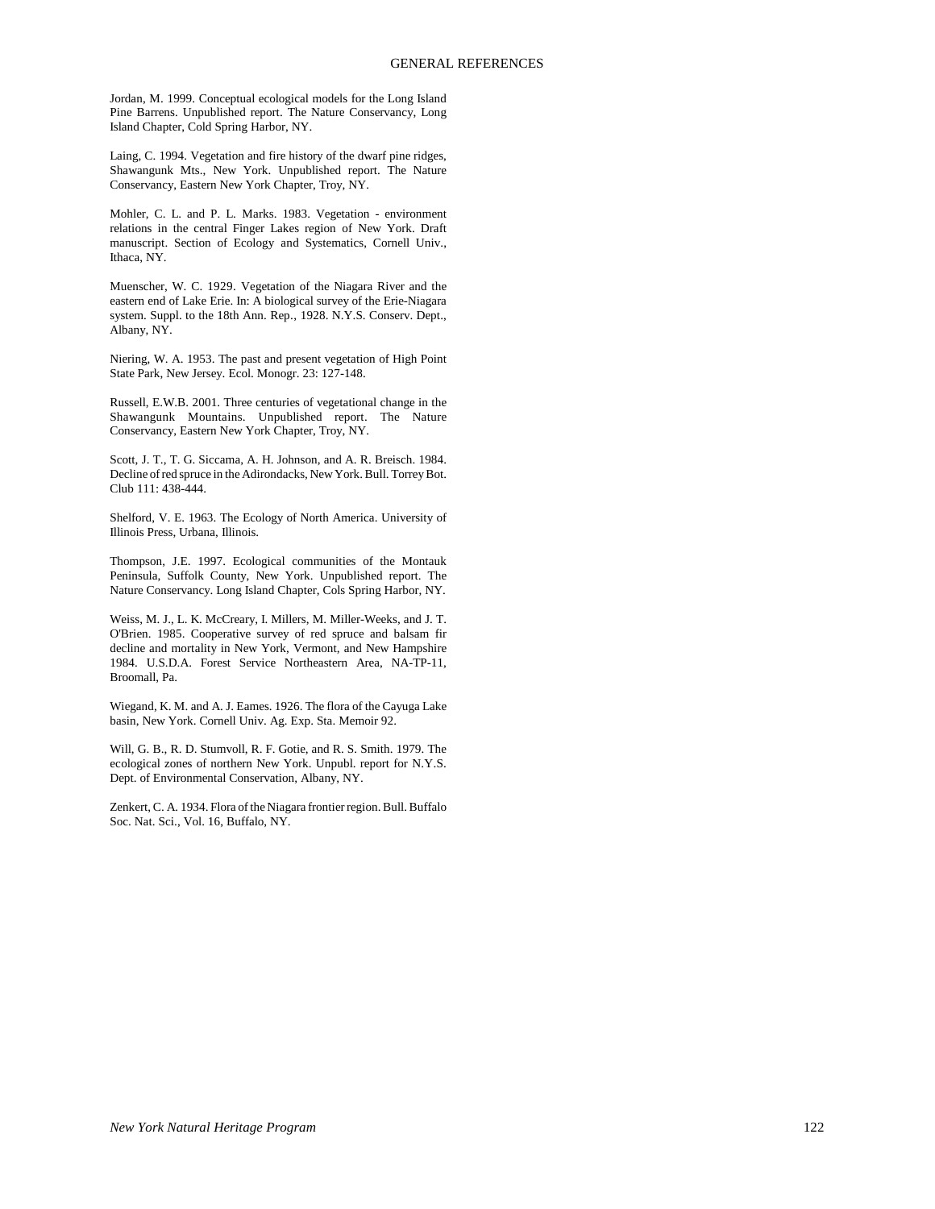Jordan, M. 1999. Conceptual ecological models for the Long Island Pine Barrens. Unpublished report. The Nature Conservancy, Long Island Chapter, Cold Spring Harbor, NY.

Laing, C. 1994. Vegetation and fire history of the dwarf pine ridges, Shawangunk Mts., New York. Unpublished report. The Nature Conservancy, Eastern New York Chapter, Troy, NY.

Mohler, C. L. and P. L. Marks. 1983. Vegetation - environment relations in the central Finger Lakes region of New York. Draft manuscript. Section of Ecology and Systematics, Cornell Univ., Ithaca, NY.

Muenscher, W. C. 1929. Vegetation of the Niagara River and the eastern end of Lake Erie. In: A biological survey of the Erie-Niagara system. Suppl. to the 18th Ann. Rep., 1928. N.Y.S. Conserv. Dept., Albany, NY.

Niering, W. A. 1953. The past and present vegetation of High Point State Park, New Jersey. Ecol. Monogr. 23: 127-148.

Russell, E.W.B. 2001. Three centuries of vegetational change in the Shawangunk Mountains. Unpublished report. The Nature Conservancy, Eastern New York Chapter, Troy, NY.

Scott, J. T., T. G. Siccama, A. H. Johnson, and A. R. Breisch. 1984. Decline of red spruce in the Adirondacks, New York. Bull. Torrey Bot. Club 111: 438-444.

Shelford, V. E. 1963. The Ecology of North America. University of Illinois Press, Urbana, Illinois.

Thompson, J.E. 1997. Ecological communities of the Montauk Peninsula, Suffolk County, New York. Unpublished report. The Nature Conservancy. Long Island Chapter, Cols Spring Harbor, NY.

Weiss, M. J., L. K. McCreary, I. Millers, M. Miller-Weeks, and J. T. O'Brien. 1985. Cooperative survey of red spruce and balsam fir decline and mortality in New York, Vermont, and New Hampshire 1984. U.S.D.A. Forest Service Northeastern Area, NA-TP-11, Broomall, Pa.

Wiegand, K. M. and A. J. Eames. 1926. The flora of the Cayuga Lake basin, New York. Cornell Univ. Ag. Exp. Sta. Memoir 92.

Will, G. B., R. D. Stumvoll, R. F. Gotie, and R. S. Smith. 1979. The ecological zones of northern New York. Unpubl. report for N.Y.S. Dept. of Environmental Conservation, Albany, NY.

Zenkert, C. A. 1934. Flora of the Niagara frontier region. Bull. Buffalo Soc. Nat. Sci., Vol. 16, Buffalo, NY.